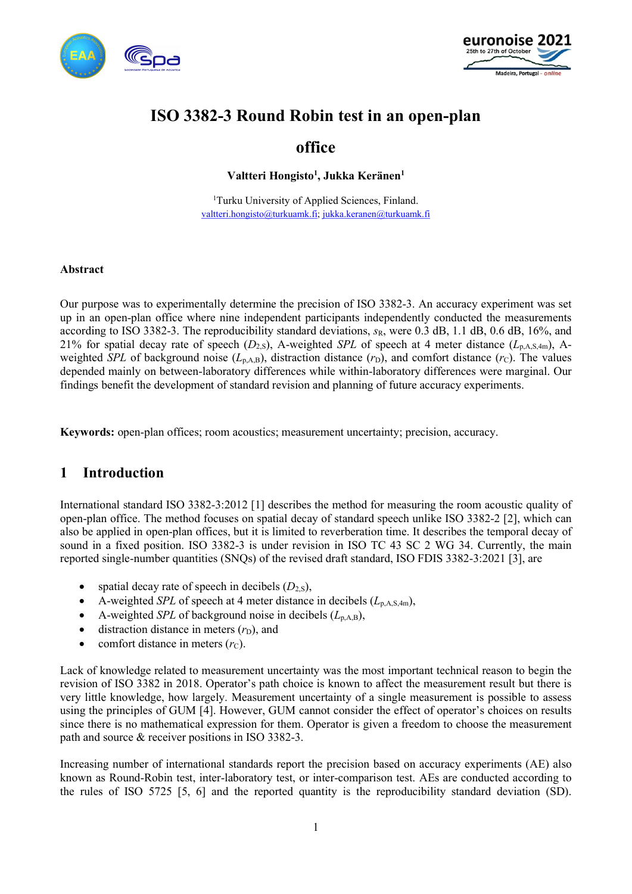# ISO 3382-3 Round Robin test in an open-plan office

**Valtteri Hongisto[1], Jukka Keränen[1]**

[1]Turku University of Applied Sciences, Finland.
valtteri.hongisto@turkuamk.fi; jukka.keranen@turkuamk.fi

**Abstract**

Our purpose was to experimentally determine the precision of ISO 3382-3. An accuracy experiment was set up in an open-plan office where nine independent participants independently conducted the measurements according to ISO 3382-3. The reproducibility standard deviations, $s_R$, were 0.3 dB, 1.1 dB, 0.6 dB, 16%, and 21% for spatial decay rate of speech ($D_{2,S}$), A-weighted *SPL* of speech at 4 meter distance ($L_{p,A,S,4m}$), A-weighted *SPL* of background noise ($L_{p,A,B}$), distraction distance ($r_D$), and comfort distance ($r_C$). The values depended mainly on between-laboratory differences while within-laboratory differences were marginal. Our findings benefit the development of standard revision and planning of future accuracy experiments.

**Keywords:** open-plan offices; room acoustics; measurement uncertainty; precision, accuracy.

## 1 Introduction

International standard ISO 3382-3:2012 [1] describes the method for measuring the room acoustic quality of open-plan office. The method focuses on spatial decay of standard speech unlike ISO 3382-2 [2], which can also be applied in open-plan offices, but it is limited to reverberation time. It describes the temporal decay of sound in a fixed position. ISO 3382-3 is under revision in ISO TC 43 SC 2 WG 34. Currently, the main reported single-number quantities (SNQs) of the revised draft standard, ISO FDIS 3382-3:2021 [3], are

- spatial decay rate of speech in decibels ($D_{2,S}$),
- A-weighted *SPL* of speech at 4 meter distance in decibels ($L_{p,A,S,4m}$),
- A-weighted *SPL* of background noise in decibels ($L_{p,A,B}$),
- distraction distance in meters ($r_D$), and
- comfort distance in meters ($r_C$).

Lack of knowledge related to measurement uncertainty was the most important technical reason to begin the revision of ISO 3382 in 2018. Operator's path choice is known to affect the measurement result but there is very little knowledge, how largely. Measurement uncertainty of a single measurement is possible to assess using the principles of GUM [4]. However, GUM cannot consider the effect of operator's choices on results since there is no mathematical expression for them. Operator is given a freedom to choose the measurement path and source & receiver positions in ISO 3382-3.

Increasing number of international standards report the precision based on accuracy experiments (AE) also known as Round-Robin test, inter-laboratory test, or inter-comparison test. AEs are conducted according to the rules of ISO 5725 [5, 6] and the reported quantity is the reproducibility standard deviation (SD).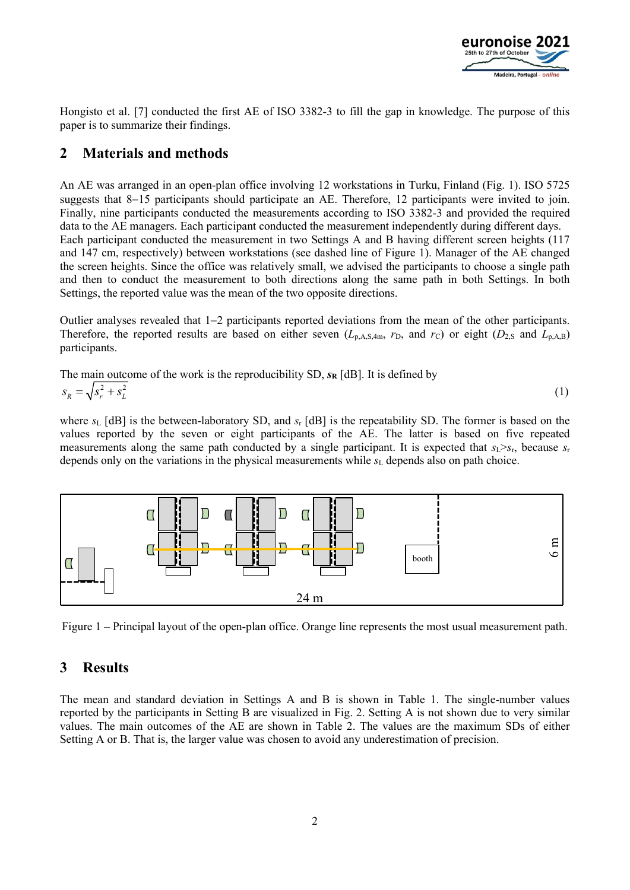Hongisto et al. [7] conducted the first AE of ISO 3382-3 to fill the gap in knowledge. The purpose of this paper is to summarize their findings.

## 2 Materials and methods

An AE was arranged in an open-plan office involving 12 workstations in Turku, Finland (Fig. 1). ISO 5725 suggests that 8−15 participants should participate an AE. Therefore, 12 participants were invited to join. Finally, nine participants conducted the measurements according to ISO 3382-3 and provided the required data to the AE managers. Each participant conducted the measurement independently during different days. Each participant conducted the measurement in two Settings A and B having different screen heights (117 and 147 cm, respectively) between workstations (see dashed line of Figure 1). Manager of the AE changed the screen heights. Since the office was relatively small, we advised the participants to choose a single path and then to conduct the measurement to both directions along the same path in both Settings. In both Settings, the reported value was the mean of the two opposite directions.

Outlier analyses revealed that 1−2 participants reported deviations from the mean of the other participants. Therefore, the reported results are based on either seven ($L_{p,A,S,4m}$, $r_D$, and $r_C$) or eight ($D_{2,S}$ and $L_{p,A,B}$) participants.

The main outcome of the work is the reproducibility SD, $s_R$ [dB]. It is defined by

$$s_R = \sqrt{s_r^2 + s_L^2} \tag{1}$$

where $s_L$ [dB] is the between-laboratory SD, and $s_r$ [dB] is the repeatability SD. The former is based on the values reported by the seven or eight participants of the AE. The latter is based on five repeated measurements along the same path conducted by a single participant. It is expected that $s_L > s_r$, because $s_r$ depends only on the variations in the physical measurements while $s_L$ depends also on path choice.

Figure 1 – Principal layout of the open-plan office. Orange line represents the most usual measurement path.

## 3 Results

The mean and standard deviation in Settings A and B is shown in Table 1. The single-number values reported by the participants in Setting B are visualized in Fig. 2. Setting A is not shown due to very similar values. The main outcomes of the AE are shown in Table 2. The values are the maximum SDs of either Setting A or B. That is, the larger value was chosen to avoid any underestimation of precision.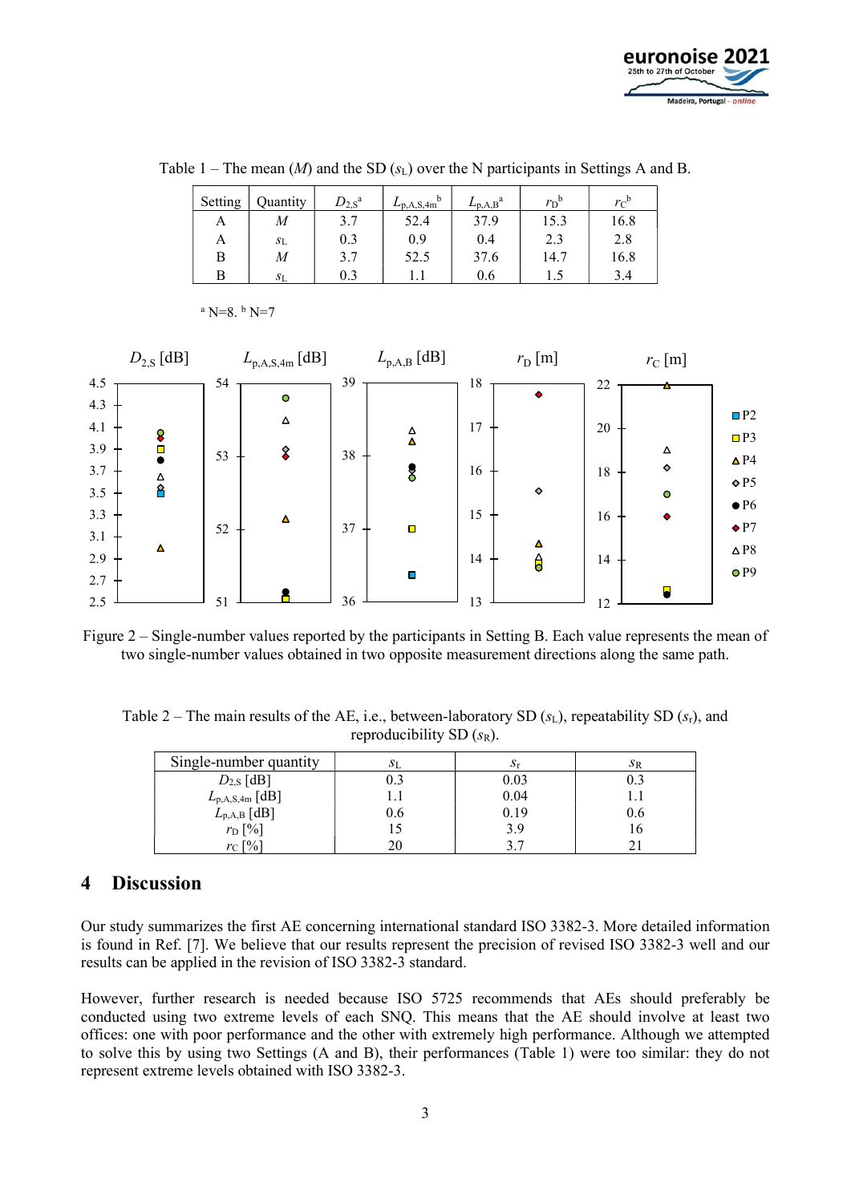Table 1 – The mean ($M$) and the SD ($s_L$) over the N participants in Settings A and B.

| Setting | Quantity | $D_{2,S}$[a] | $L_{p,A,S,4m}$[b] | $L_{p,A,B}$[a] | $r_D$[b] | $r_C$[b] |
|---|---|---|---|---|---|---|
| A | $M$ | 3.7 | 52.4 | 37.9 | 15.3 | 16.8 |
| A | $s_L$ | 0.3 | 0.9 | 0.4 | 2.3 | 2.8 |
| B | $M$ | 3.7 | 52.5 | 37.6 | 14.7 | 16.8 |
| B | $s_L$ | 0.3 | 1.1 | 0.6 | 1.5 | 3.4 |

[a] N=8. [b] N=7

Figure 2 – Single-number values reported by the participants in Setting B. Each value represents the mean of two single-number values obtained in two opposite measurement directions along the same path.

Table 2 – The main results of the AE, i.e., between-laboratory SD ($s_L$), repeatability SD ($s_r$), and reproducibility SD ($s_R$).

| Single-number quantity | $s_L$ | $s_r$ | $s_R$ |
|---|---|---|---|
| $D_{2,S}$ [dB] | 0.3 | 0.03 | 0.3 |
| $L_{p,A,S,4m}$ [dB] | 1.1 | 0.04 | 1.1 |
| $L_{p,A,B}$ [dB] | 0.6 | 0.19 | 0.6 |
| $r_D$ [%] | 15 | 3.9 | 16 |
| $r_C$ [%] | 20 | 3.7 | 21 |

## 4 Discussion

Our study summarizes the first AE concerning international standard ISO 3382-3. More detailed information is found in Ref. [7]. We believe that our results represent the precision of revised ISO 3382-3 well and our results can be applied in the revision of ISO 3382-3 standard.

However, further research is needed because ISO 5725 recommends that AEs should preferably be conducted using two extreme levels of each SNQ. This means that the AE should involve at least two offices: one with poor performance and the other with extremely high performance. Although we attempted to solve this by using two Settings (A and B), their performances (Table 1) were too similar: they do not represent extreme levels obtained with ISO 3382-3.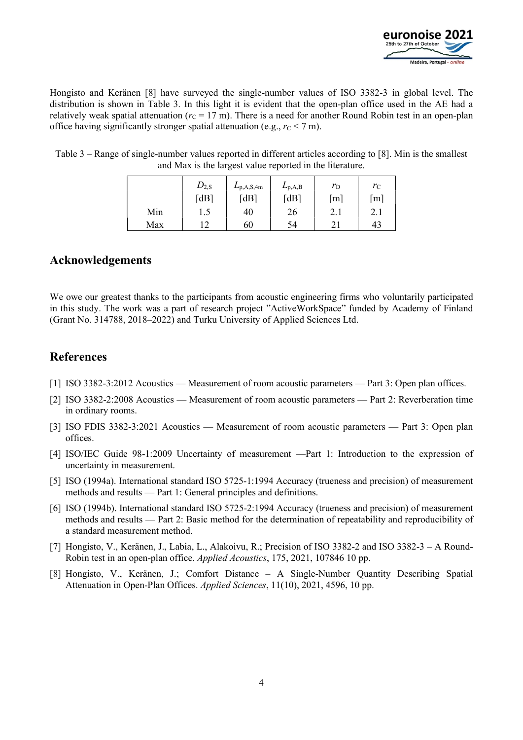Hongisto and Keränen [8] have surveyed the single-number values of ISO 3382-3 in global level. The distribution is shown in Table 3. In this light it is evident that the open-plan office used in the AE had a relatively weak spatial attenuation ($r_C$ = 17 m). There is a need for another Round Robin test in an open-plan office having significantly stronger spatial attenuation (e.g., $r_C$ < 7 m).

Table 3 – Range of single-number values reported in different articles according to [8]. Min is the smallest and Max is the largest value reported in the literature.

| | $D_{2,S}$ [dB] | $L_{p,A,S,4m}$ [dB] | $L_{p,A,B}$ [dB] | $r_D$ [m] | $r_C$ [m] |
|---|---|---|---|---|---|
| Min | 1.5 | 40 | 26 | 2.1 | 2.1 |
| Max | 12 | 60 | 54 | 21 | 43 |

## Acknowledgements

We owe our greatest thanks to the participants from acoustic engineering firms who voluntarily participated in this study. The work was a part of research project "ActiveWorkSpace" funded by Academy of Finland (Grant No. 314788, 2018–2022) and Turku University of Applied Sciences Ltd.

## References

[1] ISO 3382-3:2012 Acoustics — Measurement of room acoustic parameters — Part 3: Open plan offices.

[2] ISO 3382-2:2008 Acoustics — Measurement of room acoustic parameters — Part 2: Reverberation time in ordinary rooms.

[3] ISO FDIS 3382-3:2021 Acoustics — Measurement of room acoustic parameters — Part 3: Open plan offices.

[4] ISO/IEC Guide 98-1:2009 Uncertainty of measurement —Part 1: Introduction to the expression of uncertainty in measurement.

[5] ISO (1994a). International standard ISO 5725-1:1994 Accuracy (trueness and precision) of measurement methods and results — Part 1: General principles and definitions.

[6] ISO (1994b). International standard ISO 5725-2:1994 Accuracy (trueness and precision) of measurement methods and results — Part 2: Basic method for the determination of repeatability and reproducibility of a standard measurement method.

[7] Hongisto, V., Keränen, J., Labia, L., Alakoivu, R.; Precision of ISO 3382-2 and ISO 3382-3 – A Round-Robin test in an open-plan office. *Applied Acoustics*, 175, 2021, 107846 10 pp.

[8] Hongisto, V., Keränen, J.; Comfort Distance – A Single-Number Quantity Describing Spatial Attenuation in Open-Plan Offices. *Applied Sciences*, 11(10), 2021, 4596, 10 pp.